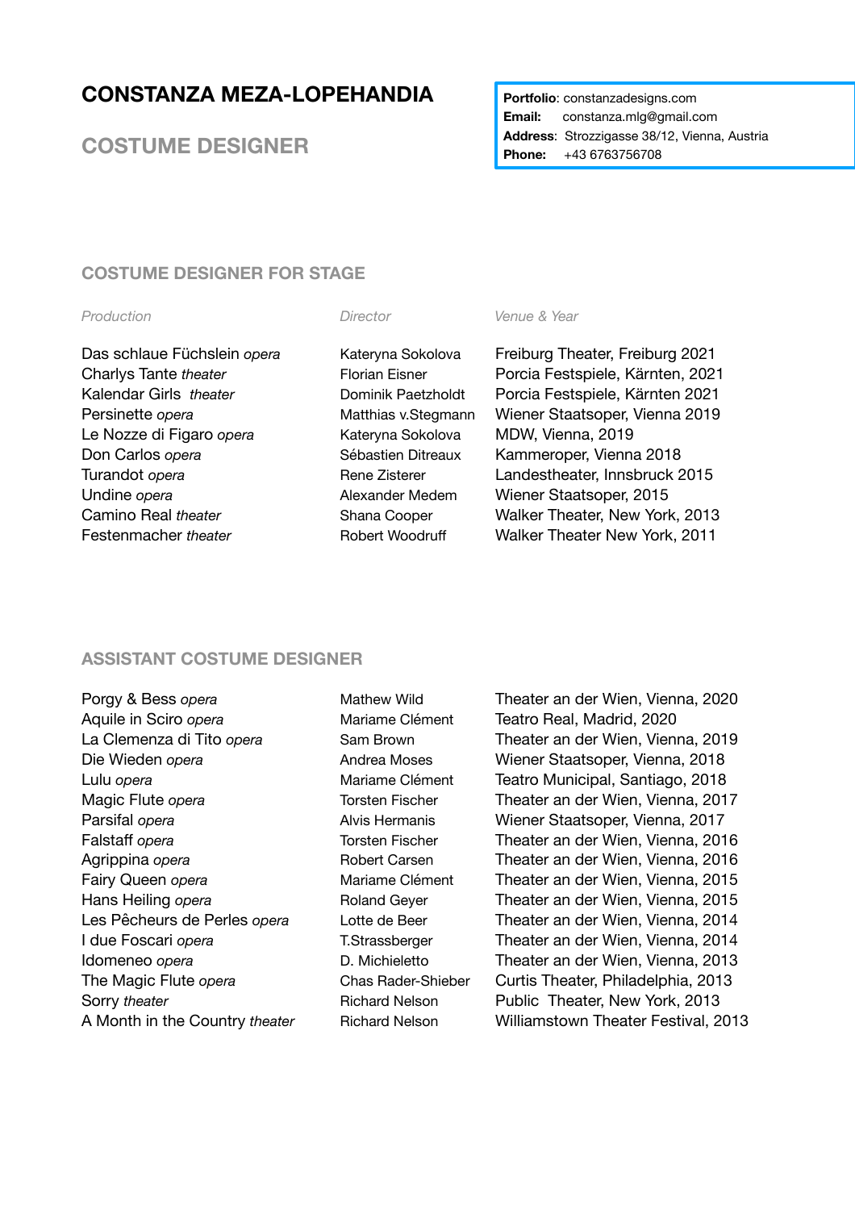# CONSTANZA MEZA-LOPEHANDIA

## COSTUME DESIGNER

**Portfolio**: constanzadesigns.com
**Email**: constanza.mlg@gmail.com
**Address**: Strozzigasse 38/12, Vienna, Austria
**Phone**: +43 6763756708

### COSTUME DESIGNER FOR STAGE

| *Production* | *Director* | *Venue & Year* |
|---|---|---|
| Das schlaue Füchslein *opera* | Kateryna Sokolova | Freiburg Theater, Freiburg 2021 |
| Charlys Tante *theater* | Florian Eisner | Porcia Festspiele, Kärnten, 2021 |
| Kalendar Girls *theater* | Dominik Paetzholdt | Porcia Festspiele, Kärnten 2021 |
| Persinette *opera* | Matthias v.Stegmann | Wiener Staatsoper, Vienna 2019 |
| Le Nozze di Figaro *opera* | Kateryna Sokolova | MDW, Vienna, 2019 |
| Don Carlos *opera* | Sébastien Ditreaux | Kammeroper, Vienna 2018 |
| Turandot *opera* | Rene Zisterer | Landestheater, Innsbruck 2015 |
| Undine *opera* | Alexander Medem | Wiener Staatsoper, 2015 |
| Camino Real *theater* | Shana Cooper | Walker Theater, New York, 2013 |
| Festenmacher *theater* | Robert Woodruff | Walker Theater New York, 2011 |

### ASSISTANT COSTUME DESIGNER

| Production | Director | Venue & Year |
|---|---|---|
| Porgy & Bess *opera* | Mathew Wild | Theater an der Wien, Vienna, 2020 |
| Aquile in Sciro *opera* | Mariame Clément | Teatro Real, Madrid, 2020 |
| La Clemenza di Tito *opera* | Sam Brown | Theater an der Wien, Vienna, 2019 |
| Die Wieden *opera* | Andrea Moses | Wiener Staatsoper, Vienna, 2018 |
| Lulu *opera* | Mariame Clément | Teatro Municipal, Santiago, 2018 |
| Magic Flute *opera* | Torsten Fischer | Theater an der Wien, Vienna, 2017 |
| Parsifal *opera* | Alvis Hermanis | Wiener Staatsoper, Vienna, 2017 |
| Falstaff *opera* | Torsten Fischer | Theater an der Wien, Vienna, 2016 |
| Agrippina *opera* | Robert Carsen | Theater an der Wien, Vienna, 2016 |
| Fairy Queen *opera* | Mariame Clément | Theater an der Wien, Vienna, 2015 |
| Hans Heiling *opera* | Roland Geyer | Theater an der Wien, Vienna, 2015 |
| Les Pêcheurs de Perles *opera* | Lotte de Beer | Theater an der Wien, Vienna, 2014 |
| I due Foscari *opera* | T.Strassberger | Theater an der Wien, Vienna, 2014 |
| Idomeneo *opera* | D. Michieletto | Theater an der Wien, Vienna, 2013 |
| The Magic Flute *opera* | Chas Rader-Shieber | Curtis Theater, Philadelphia, 2013 |
| Sorry *theater* | Richard Nelson | Public Theater, New York, 2013 |
| A Month in the Country *theater* | Richard Nelson | Williamstown Theater Festival, 2013 |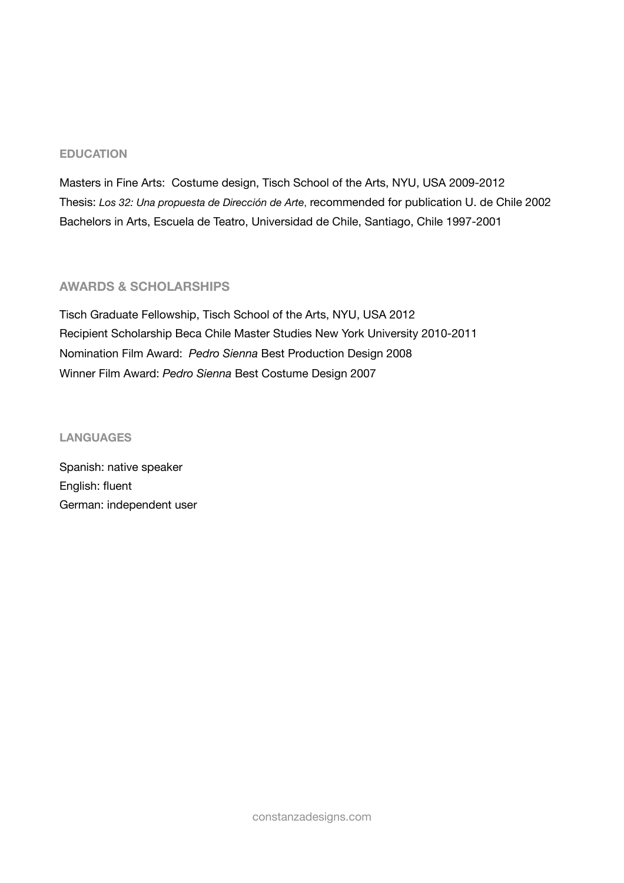## EDUCATION

Masters in Fine Arts: Costume design, Tisch School of the Arts, NYU, USA 2009-2012
Thesis: *Los 32: Una propuesta de Dirección de Arte*, recommended for publication U. de Chile 2002
Bachelors in Arts, Escuela de Teatro, Universidad de Chile, Santiago, Chile 1997-2001

## AWARDS & SCHOLARSHIPS

Tisch Graduate Fellowship, Tisch School of the Arts, NYU, USA 2012
Recipient Scholarship Beca Chile Master Studies New York University 2010-2011
Nomination Film Award: *Pedro Sienna* Best Production Design 2008
Winner Film Award: *Pedro Sienna* Best Costume Design 2007

## LANGUAGES

Spanish: native speaker
English: fluent
German: independent user

constanzadesigns.com